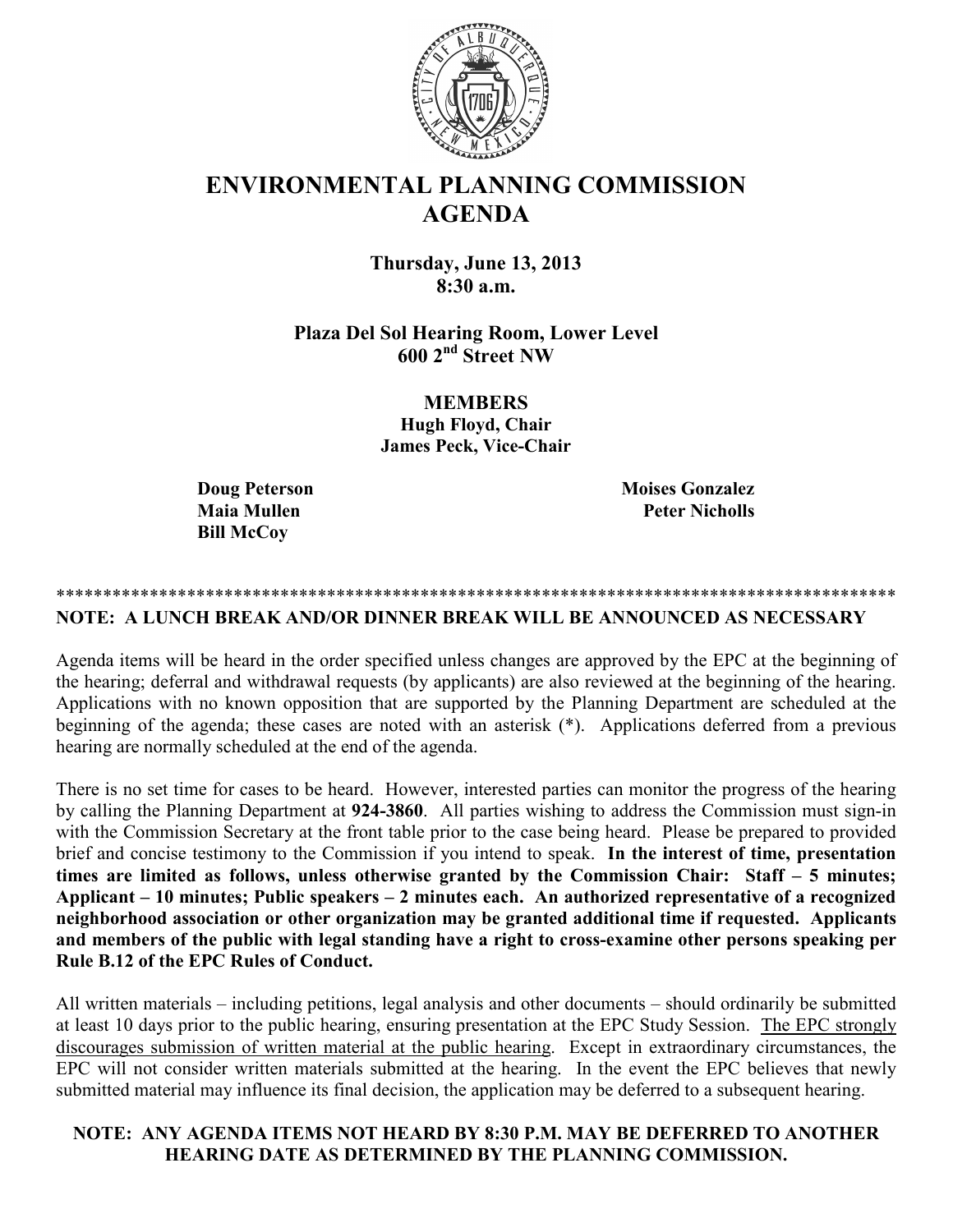# ENVIRONMENTAL PLANNING COMMISSION AGENDA

**Thursday, June 13, 2013**
**8:30 a.m.**

**Plaza Del Sol Hearing Room, Lower Level**
**600 2nd Street NW**

**MEMBERS**
**Hugh Floyd, Chair**
**James Peck, Vice-Chair**

**Doug Peterson**
**Maia Mullen**
**Bill McCoy**
**Moises Gonzalez**
**Peter Nicholls**

******************************************************************************************

**NOTE: A LUNCH BREAK AND/OR DINNER BREAK WILL BE ANNOUNCED AS NECESSARY**

Agenda items will be heard in the order specified unless changes are approved by the EPC at the beginning of the hearing; deferral and withdrawal requests (by applicants) are also reviewed at the beginning of the hearing. Applications with no known opposition that are supported by the Planning Department are scheduled at the beginning of the agenda; these cases are noted with an asterisk (*). Applications deferred from a previous hearing are normally scheduled at the end of the agenda.

There is no set time for cases to be heard. However, interested parties can monitor the progress of the hearing by calling the Planning Department at **924-3860**. All parties wishing to address the Commission must sign-in with the Commission Secretary at the front table prior to the case being heard. Please be prepared to provided brief and concise testimony to the Commission if you intend to speak. **In the interest of time, presentation times are limited as follows, unless otherwise granted by the Commission Chair: Staff – 5 minutes; Applicant – 10 minutes; Public speakers – 2 minutes each. An authorized representative of a recognized neighborhood association or other organization may be granted additional time if requested. Applicants and members of the public with legal standing have a right to cross-examine other persons speaking per Rule B.12 of the EPC Rules of Conduct.**

All written materials – including petitions, legal analysis and other documents – should ordinarily be submitted at least 10 days prior to the public hearing, ensuring presentation at the EPC Study Session. The EPC strongly discourages submission of written material at the public hearing. Except in extraordinary circumstances, the EPC will not consider written materials submitted at the hearing. In the event the EPC believes that newly submitted material may influence its final decision, the application may be deferred to a subsequent hearing.

**NOTE: ANY AGENDA ITEMS NOT HEARD BY 8:30 P.M. MAY BE DEFERRED TO ANOTHER HEARING DATE AS DETERMINED BY THE PLANNING COMMISSION.**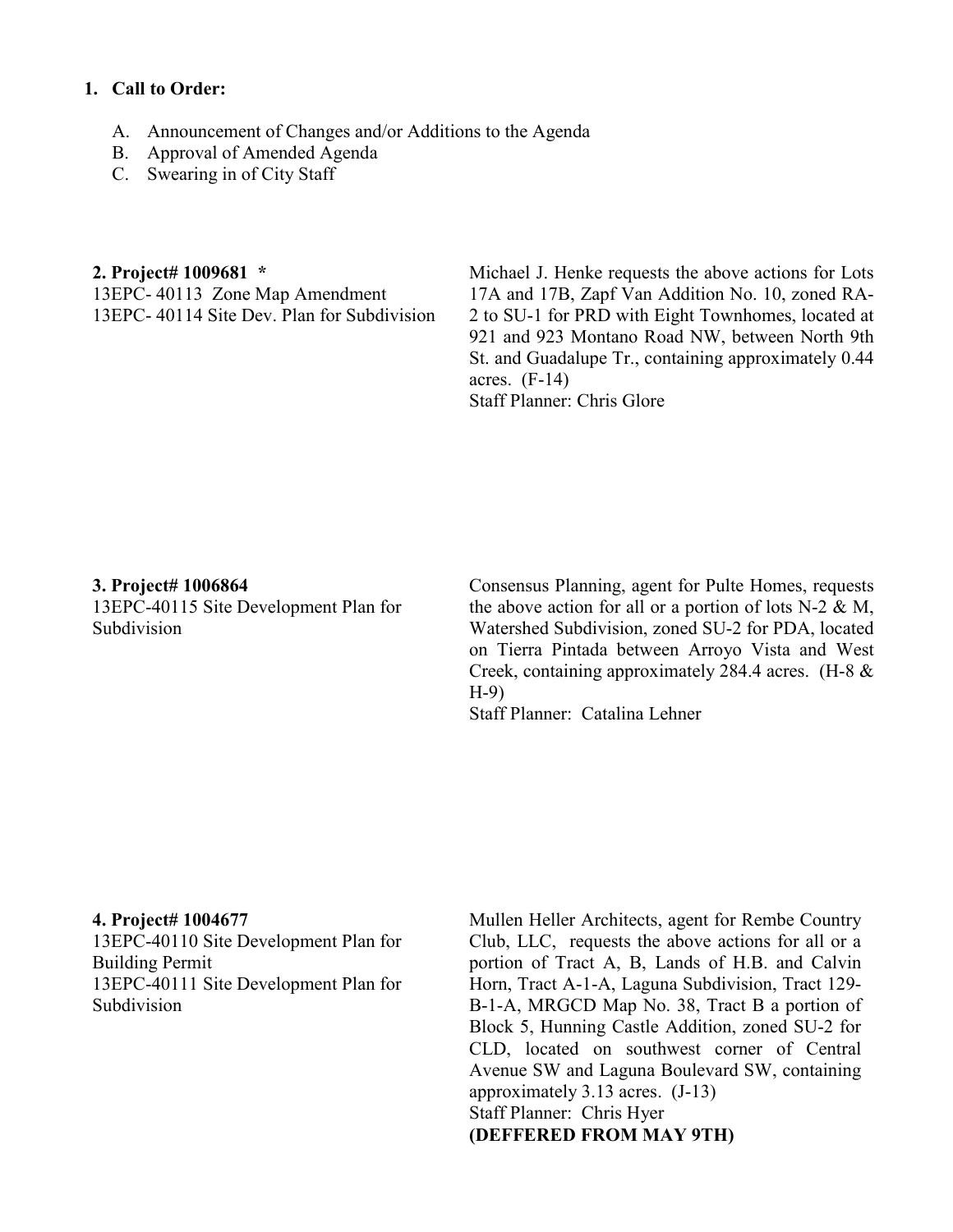1. **Call to Order:**

   A. Announcement of Changes and/or Additions to the Agenda
   B. Approval of Amended Agenda
   C. Swearing in of City Staff

**2. Project# 1009681 ***
13EPC- 40113 Zone Map Amendment
13EPC- 40114 Site Dev. Plan for Subdivision

Michael J. Henke requests the above actions for Lots 17A and 17B, Zapf Van Addition No. 10, zoned RA-2 to SU-1 for PRD with Eight Townhomes, located at 921 and 923 Montano Road NW, between North 9th St. and Guadalupe Tr., containing approximately 0.44 acres. (F-14)
Staff Planner: Chris Glore

**3. Project# 1006864**
13EPC-40115 Site Development Plan for Subdivision

Consensus Planning, agent for Pulte Homes, requests the above action for all or a portion of lots N-2 & M, Watershed Subdivision, zoned SU-2 for PDA, located on Tierra Pintada between Arroyo Vista and West Creek, containing approximately 284.4 acres. (H-8 & H-9)
Staff Planner: Catalina Lehner

**4. Project# 1004677**
13EPC-40110 Site Development Plan for Building Permit
13EPC-40111 Site Development Plan for Subdivision

Mullen Heller Architects, agent for Rembe Country Club, LLC, requests the above actions for all or a portion of Tract A, B, Lands of H.B. and Calvin Horn, Tract A-1-A, Laguna Subdivision, Tract 129-B-1-A, MRGCD Map No. 38, Tract B a portion of Block 5, Hunning Castle Addition, zoned SU-2 for CLD, located on southwest corner of Central Avenue SW and Laguna Boulevard SW, containing approximately 3.13 acres. (J-13)
Staff Planner: Chris Hyer
**(DEFFERED FROM MAY 9TH)**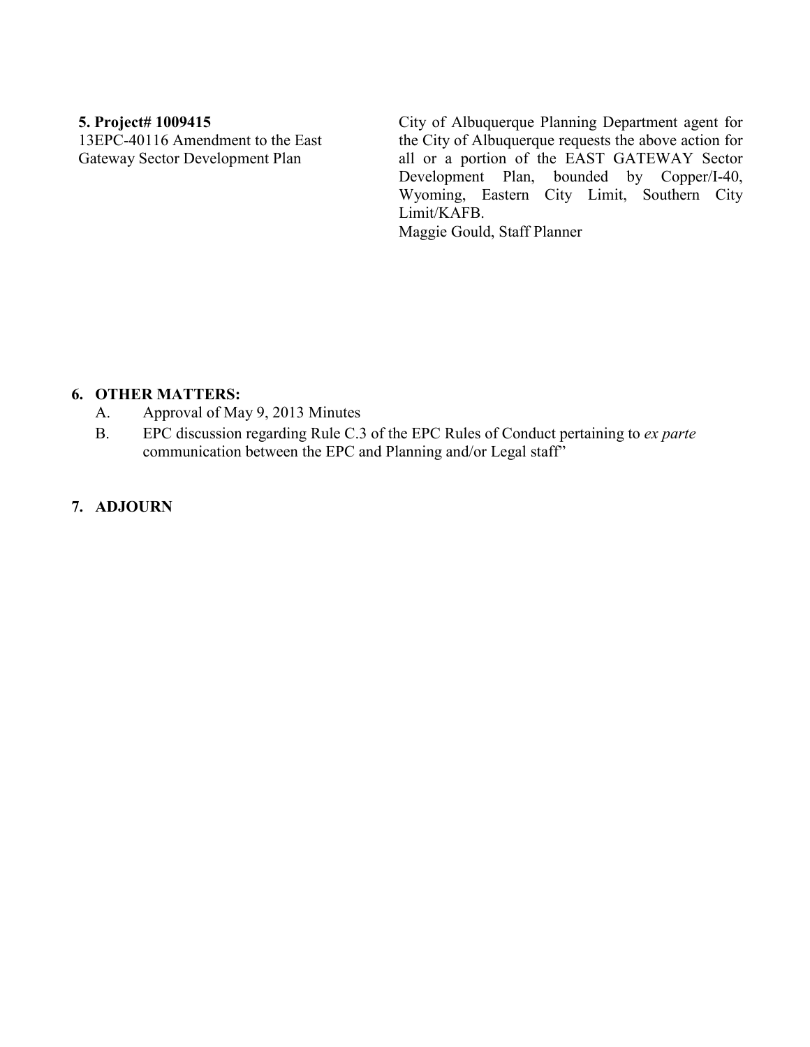**5. Project# 1009415**
13EPC-40116 Amendment to the East Gateway Sector Development Plan

City of Albuquerque Planning Department agent for the City of Albuquerque requests the above action for all or a portion of the EAST GATEWAY Sector Development Plan, bounded by Copper/I-40, Wyoming, Eastern City Limit, Southern City Limit/KAFB.
Maggie Gould, Staff Planner

## 6. OTHER MATTERS:

A. Approval of May 9, 2013 Minutes

B. EPC discussion regarding Rule C.3 of the EPC Rules of Conduct pertaining to *ex parte* communication between the EPC and Planning and/or Legal staff'

## 7. ADJOURN